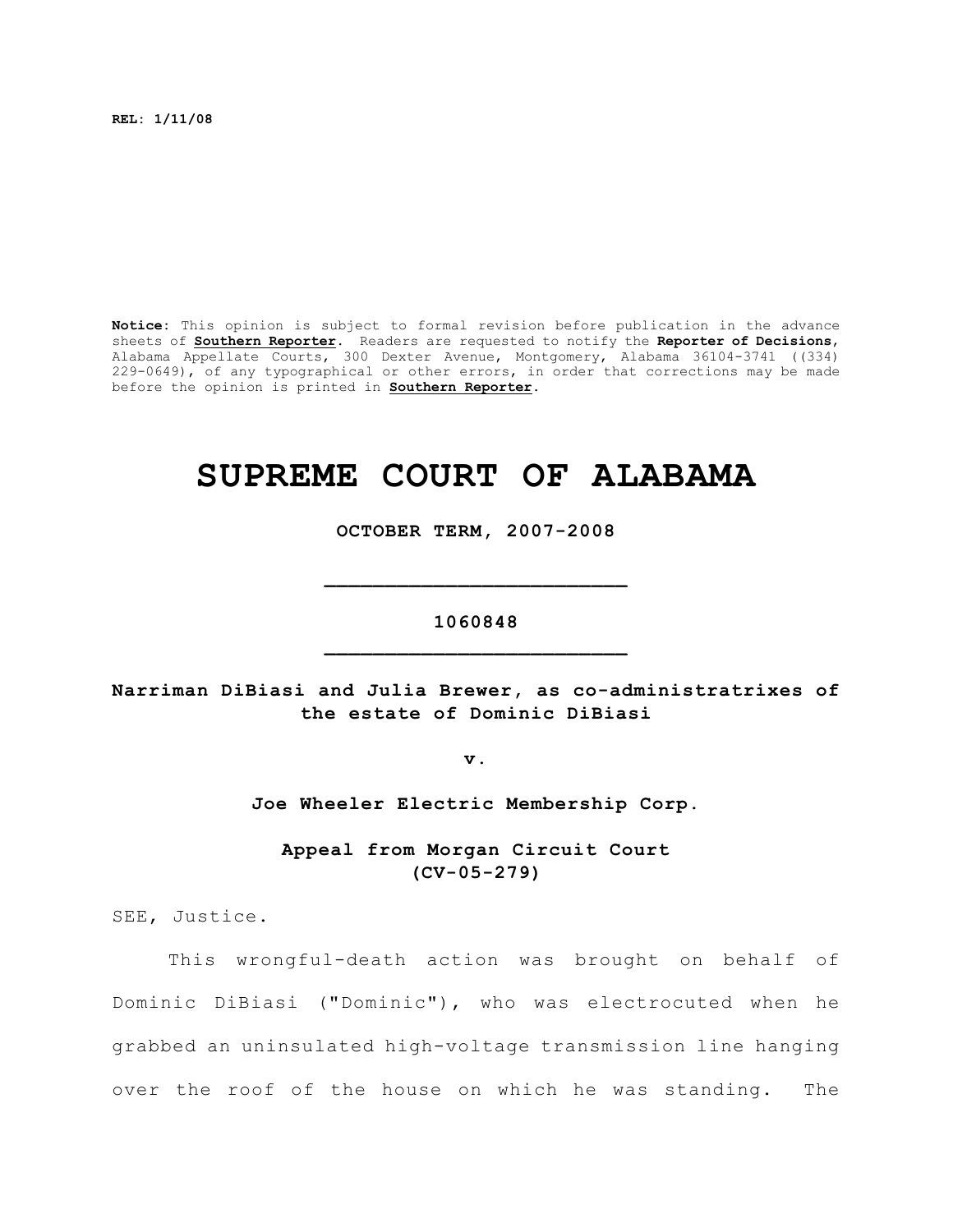**REL: 1/11/08**

**Notice:** This opinion is subject to formal revision before publication in the advance sheets of **Southern Reporter**. Readers are requested to notify the **Reporter of Decisions**, Alabama Appellate Courts, 300 Dexter Avenue, Montgomery, Alabama 36104-3741 ((334) 229-0649), of any typographical or other errors, in order that corrections may be made before the opinion is printed in **Southern Reporter**.

# SUPREME COURT OF ALABAMA

**OCTOBER TERM, 2007-2008**

---

**1060848**

---

**Narriman DiBiasi and Julia Brewer, as co-administratrixes of the estate of Dominic DiBiasi**

**v.**

**Joe Wheeler Electric Membership Corp.**

**Appeal from Morgan Circuit Court (CV-05-279)**

SEE, Justice.

This wrongful-death action was brought on behalf of Dominic DiBiasi ("Dominic"), who was electrocuted when he grabbed an uninsulated high-voltage transmission line hanging over the roof of the house on which he was standing. The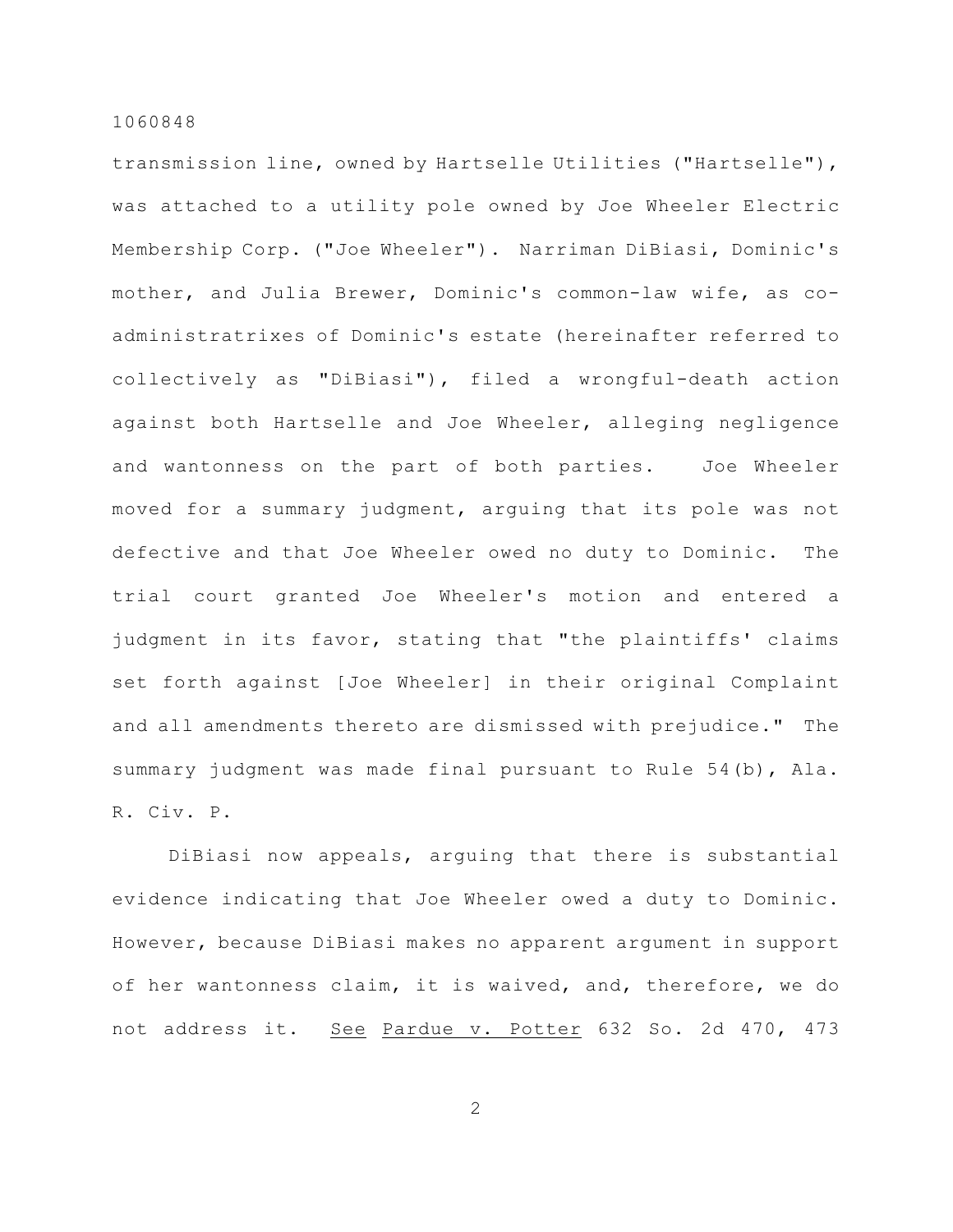transmission line, owned by Hartselle Utilities ("Hartselle"), was attached to a utility pole owned by Joe Wheeler Electric Membership Corp. ("Joe Wheeler"). Narriman DiBiasi, Dominic's mother, and Julia Brewer, Dominic's common-law wife, as co-administratrixes of Dominic's estate (hereinafter referred to collectively as "DiBiasi"), filed a wrongful-death action against both Hartselle and Joe Wheeler, alleging negligence and wantonness on the part of both parties. Joe Wheeler moved for a summary judgment, arguing that its pole was not defective and that Joe Wheeler owed no duty to Dominic. The trial court granted Joe Wheeler's motion and entered a judgment in its favor, stating that "the plaintiffs' claims set forth against [Joe Wheeler] in their original Complaint and all amendments thereto are dismissed with prejudice." The summary judgment was made final pursuant to Rule 54(b), Ala. R. Civ. P.

DiBiasi now appeals, arguing that there is substantial evidence indicating that Joe Wheeler owed a duty to Dominic. However, because DiBiasi makes no apparent argument in support of her wantonness claim, it is waived, and, therefore, we do not address it. <u>See</u> <u>Pardue v. Potter</u> 632 So. 2d 470, 473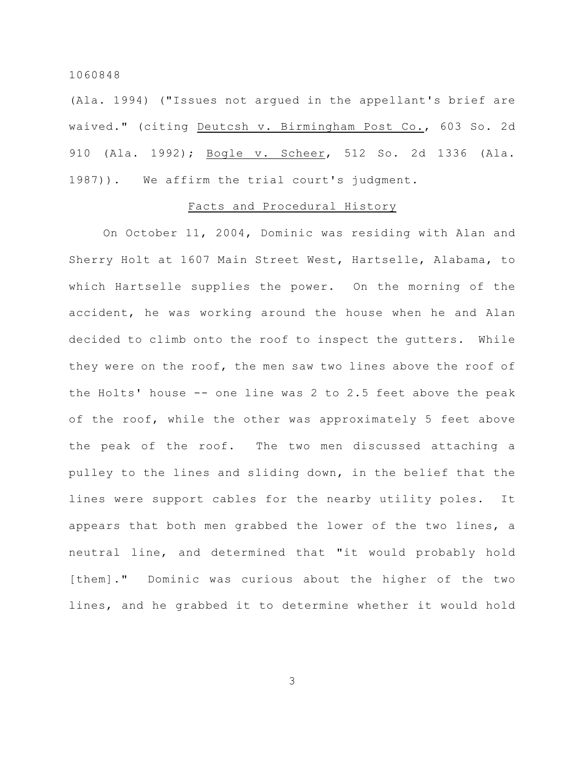(Ala. 1994) ("Issues not argued in the appellant's brief are waived." (citing Deutcsh v. Birmingham Post Co., 603 So. 2d 910 (Ala. 1992); Bogle v. Scheer, 512 So. 2d 1336 (Ala. 1987)). We affirm the trial court's judgment.

## Facts and Procedural History

On October 11, 2004, Dominic was residing with Alan and Sherry Holt at 1607 Main Street West, Hartselle, Alabama, to which Hartselle supplies the power. On the morning of the accident, he was working around the house when he and Alan decided to climb onto the roof to inspect the gutters. While they were on the roof, the men saw two lines above the roof of the Holts' house -- one line was 2 to 2.5 feet above the peak of the roof, while the other was approximately 5 feet above the peak of the roof. The two men discussed attaching a pulley to the lines and sliding down, in the belief that the lines were support cables for the nearby utility poles. It appears that both men grabbed the lower of the two lines, a neutral line, and determined that "it would probably hold [them]." Dominic was curious about the higher of the two lines, and he grabbed it to determine whether it would hold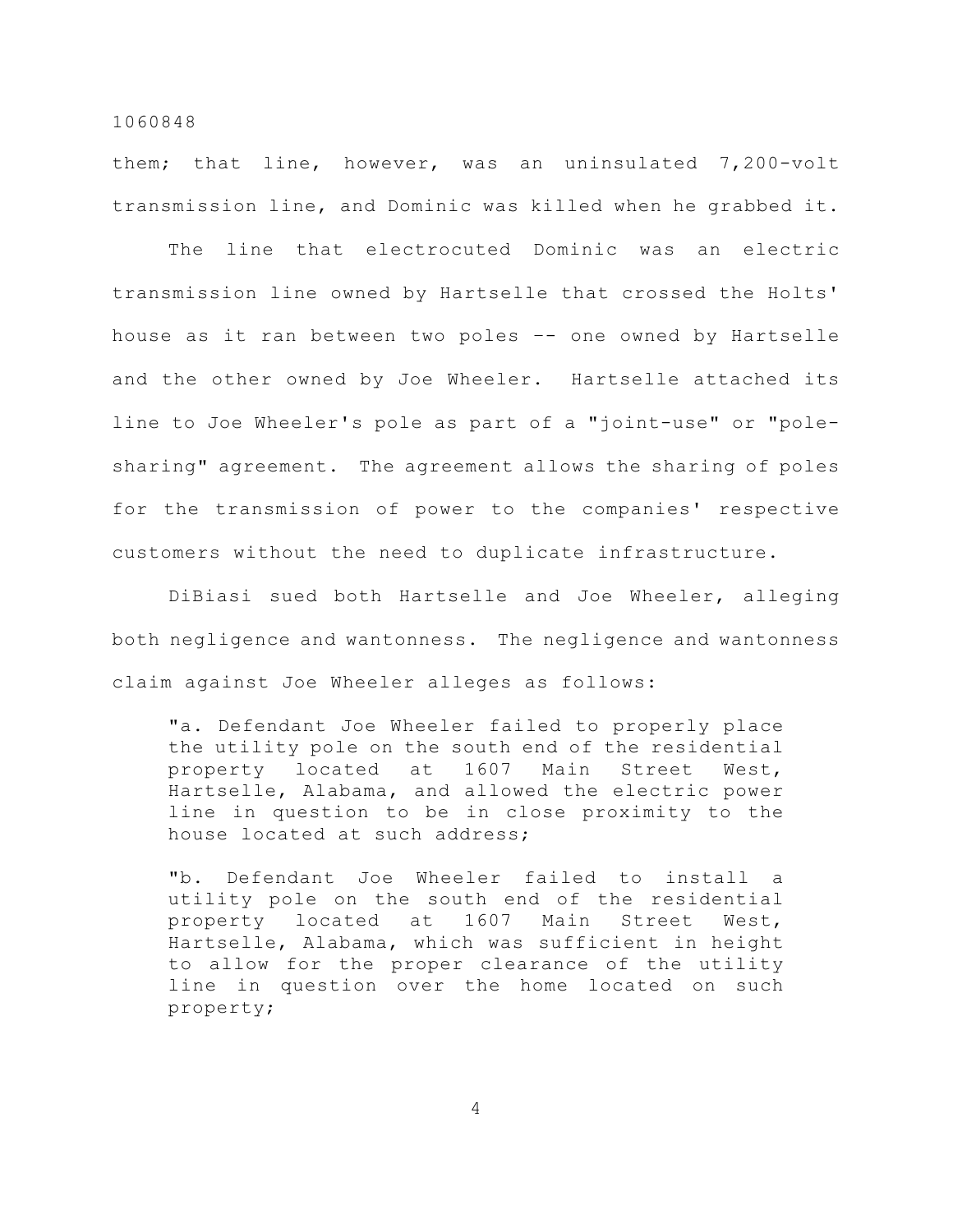them; that line, however, was an uninsulated 7,200-volt transmission line, and Dominic was killed when he grabbed it.

The line that electrocuted Dominic was an electric transmission line owned by Hartselle that crossed the Holts' house as it ran between two poles -- one owned by Hartselle and the other owned by Joe Wheeler. Hartselle attached its line to Joe Wheeler's pole as part of a "joint-use" or "pole-sharing" agreement. The agreement allows the sharing of poles for the transmission of power to the companies' respective customers without the need to duplicate infrastructure.

DiBiasi sued both Hartselle and Joe Wheeler, alleging both negligence and wantonness. The negligence and wantonness claim against Joe Wheeler alleges as follows:

> "a. Defendant Joe Wheeler failed to properly place the utility pole on the south end of the residential property located at 1607 Main Street West, Hartselle, Alabama, and allowed the electric power line in question to be in close proximity to the house located at such address;
>
> "b. Defendant Joe Wheeler failed to install a utility pole on the south end of the residential property located at 1607 Main Street West, Hartselle, Alabama, which was sufficient in height to allow for the proper clearance of the utility line in question over the home located on such property;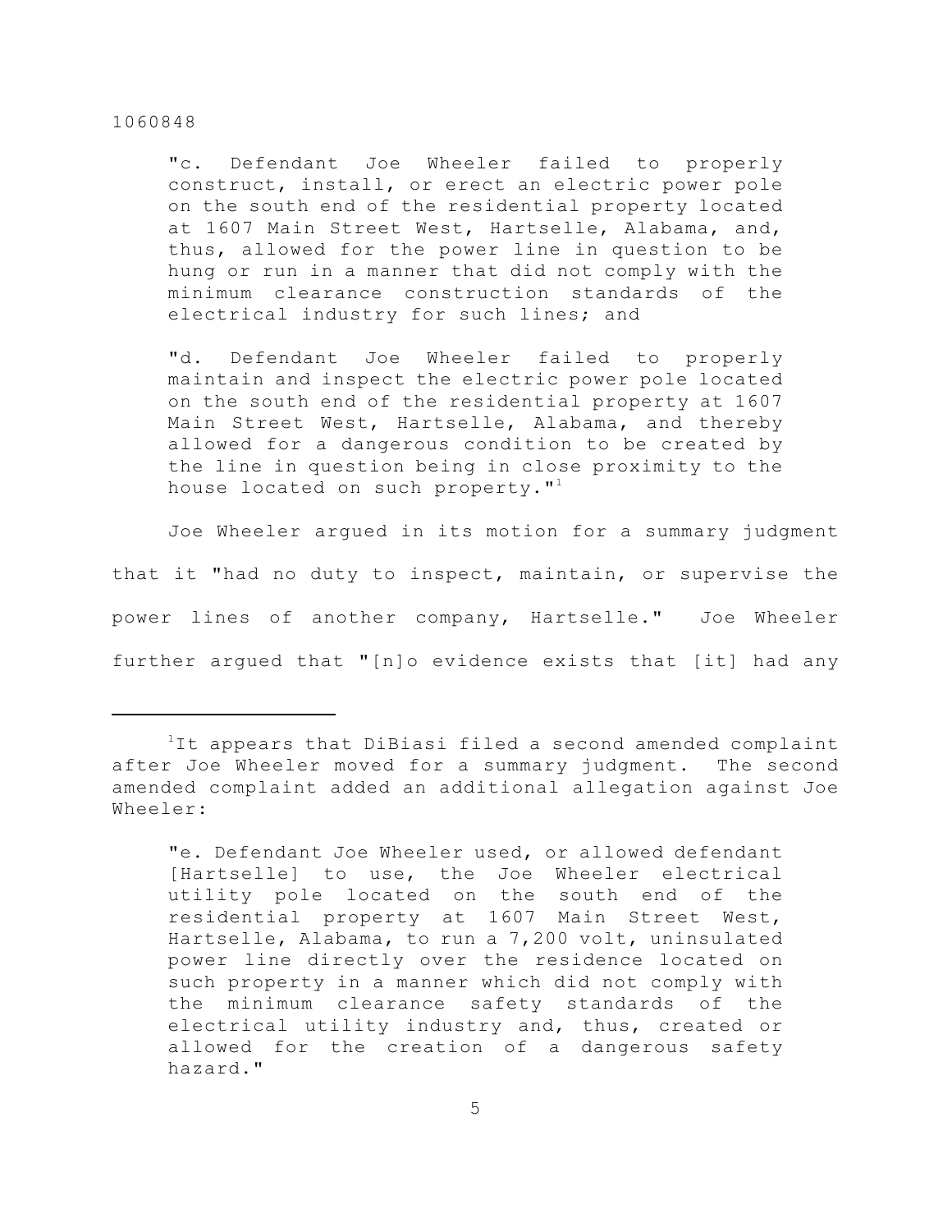> "c. Defendant Joe Wheeler failed to properly construct, install, or erect an electric power pole on the south end of the residential property located at 1607 Main Street West, Hartselle, Alabama, and, thus, allowed for the power line in question to be hung or run in a manner that did not comply with the minimum clearance construction standards of the electrical industry for such lines; and
>
> "d. Defendant Joe Wheeler failed to properly maintain and inspect the electric power pole located on the south end of the residential property at 1607 Main Street West, Hartselle, Alabama, and thereby allowed for a dangerous condition to be created by the line in question being in close proximity to the house located on such property."[1]

Joe Wheeler argued in its motion for a summary judgment that it "had no duty to inspect, maintain, or supervise the power lines of another company, Hartselle." Joe Wheeler further argued that "[n]o evidence exists that [it] had any

---

[1] It appears that DiBiasi filed a second amended complaint after Joe Wheeler moved for a summary judgment. The second amended complaint added an additional allegation against Joe Wheeler:

> "e. Defendant Joe Wheeler used, or allowed defendant [Hartselle] to use, the Joe Wheeler electrical utility pole located on the south end of the residential property at 1607 Main Street West, Hartselle, Alabama, to run a 7,200 volt, uninsulated power line directly over the residence located on such property in a manner which did not comply with the minimum clearance safety standards of the electrical utility industry and, thus, created or allowed for the creation of a dangerous safety hazard."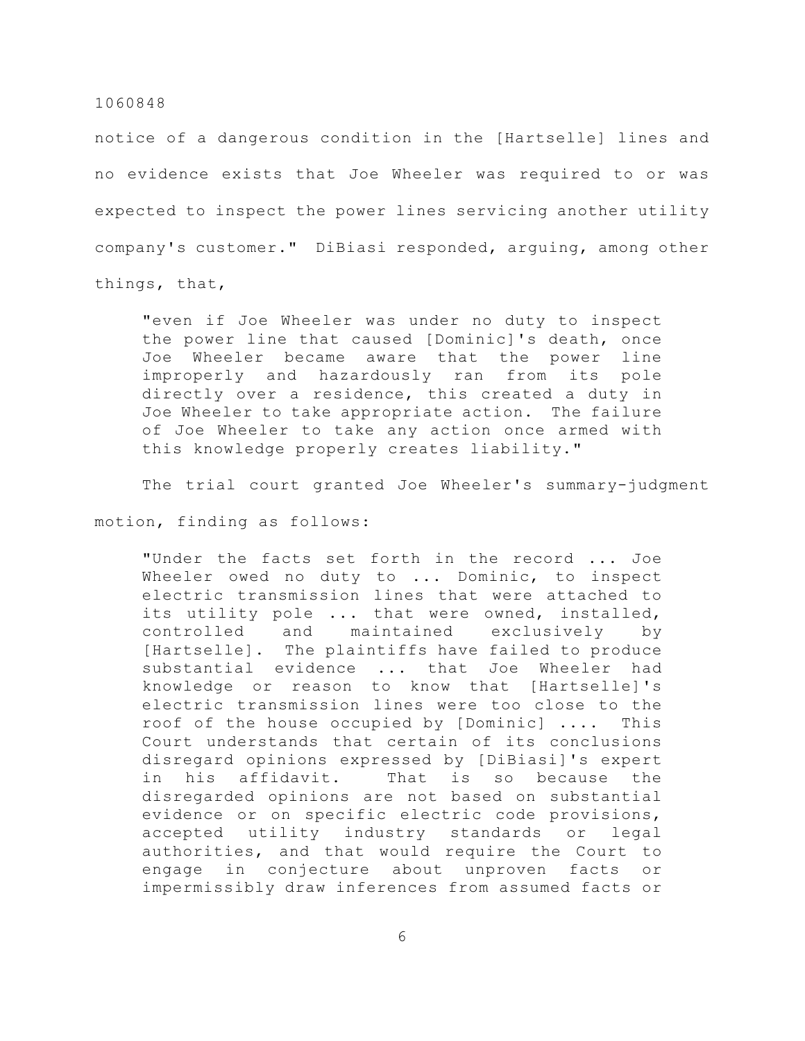notice of a dangerous condition in the [Hartselle] lines and no evidence exists that Joe Wheeler was required to or was expected to inspect the power lines servicing another utility company's customer." DiBiasi responded, arguing, among other things, that,

> "even if Joe Wheeler was under no duty to inspect the power line that caused [Dominic]'s death, once Joe Wheeler became aware that the power line improperly and hazardously ran from its pole directly over a residence, this created a duty in Joe Wheeler to take appropriate action. The failure of Joe Wheeler to take any action once armed with this knowledge properly creates liability."

The trial court granted Joe Wheeler's summary-judgment motion, finding as follows:

> "Under the facts set forth in the record ... Joe Wheeler owed no duty to ... Dominic, to inspect electric transmission lines that were attached to its utility pole ... that were owned, installed, controlled and maintained exclusively by [Hartselle]. The plaintiffs have failed to produce substantial evidence ... that Joe Wheeler had knowledge or reason to know that [Hartselle]'s electric transmission lines were too close to the roof of the house occupied by [Dominic] .... This Court understands that certain of its conclusions disregard opinions expressed by [DiBiasi]'s expert in his affidavit. That is so because the disregarded opinions are not based on substantial evidence or on specific electric code provisions, accepted utility industry standards or legal authorities, and that would require the Court to engage in conjecture about unproven facts or impermissibly draw inferences from assumed facts or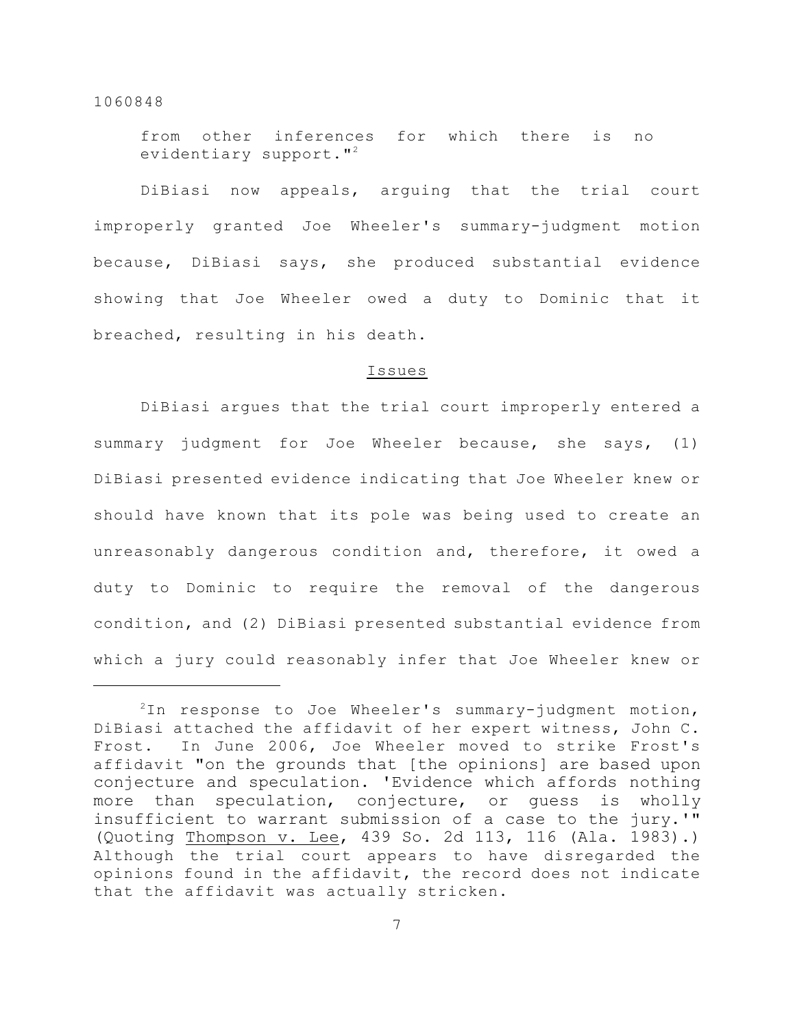from other inferences for which there is no evidentiary support."[2]

DiBiasi now appeals, arguing that the trial court improperly granted Joe Wheeler's summary-judgment motion because, DiBiasi says, she produced substantial evidence showing that Joe Wheeler owed a duty to Dominic that it breached, resulting in his death.

## Issues

DiBiasi argues that the trial court improperly entered a summary judgment for Joe Wheeler because, she says, (1) DiBiasi presented evidence indicating that Joe Wheeler knew or should have known that its pole was being used to create an unreasonably dangerous condition and, therefore, it owed a duty to Dominic to require the removal of the dangerous condition, and (2) DiBiasi presented substantial evidence from which a jury could reasonably infer that Joe Wheeler knew or

---

[2]In response to Joe Wheeler's summary-judgment motion, DiBiasi attached the affidavit of her expert witness, John C. Frost. In June 2006, Joe Wheeler moved to strike Frost's affidavit "on the grounds that [the opinions] are based upon conjecture and speculation. 'Evidence which affords nothing more than speculation, conjecture, or guess is wholly insufficient to warrant submission of a case to the jury.'" (Quoting <u>Thompson v. Lee</u>, 439 So. 2d 113, 116 (Ala. 1983).) Although the trial court appears to have disregarded the opinions found in the affidavit, the record does not indicate that the affidavit was actually stricken.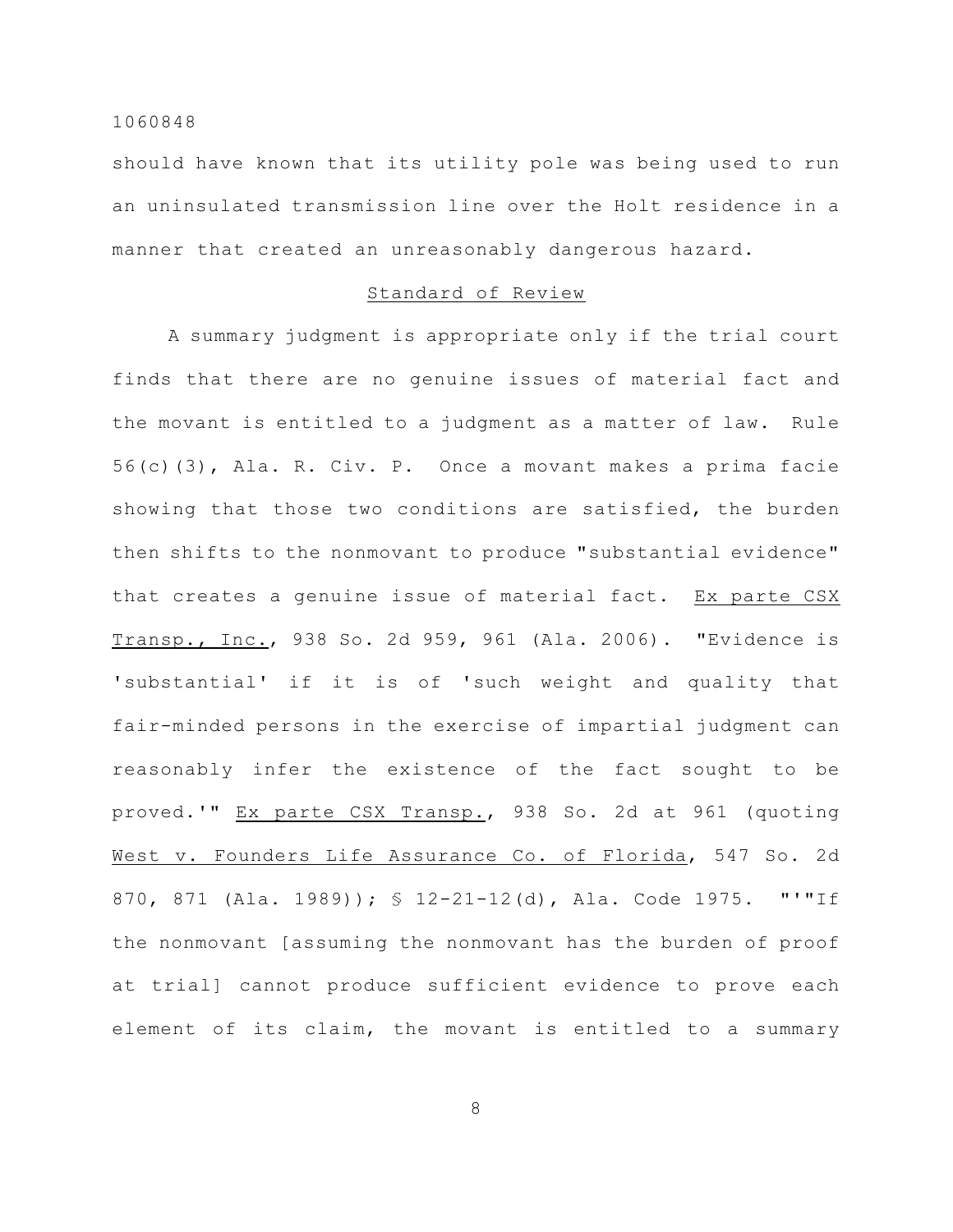should have known that its utility pole was being used to run an uninsulated transmission line over the Holt residence in a manner that created an unreasonably dangerous hazard.

## Standard of Review

A summary judgment is appropriate only if the trial court finds that there are no genuine issues of material fact and the movant is entitled to a judgment as a matter of law. Rule 56(c)(3), Ala. R. Civ. P. Once a movant makes a prima facie showing that those two conditions are satisfied, the burden then shifts to the nonmovant to produce "substantial evidence" that creates a genuine issue of material fact. Ex parte CSX Transp., Inc., 938 So. 2d 959, 961 (Ala. 2006). "Evidence is 'substantial' if it is of 'such weight and quality that fair-minded persons in the exercise of impartial judgment can reasonably infer the existence of the fact sought to be proved.'" Ex parte CSX Transp., 938 So. 2d at 961 (quoting West v. Founders Life Assurance Co. of Florida, 547 So. 2d 870, 871 (Ala. 1989)); § 12-21-12(d), Ala. Code 1975. "'"If the nonmovant [assuming the nonmovant has the burden of proof at trial] cannot produce sufficient evidence to prove each element of its claim, the movant is entitled to a summary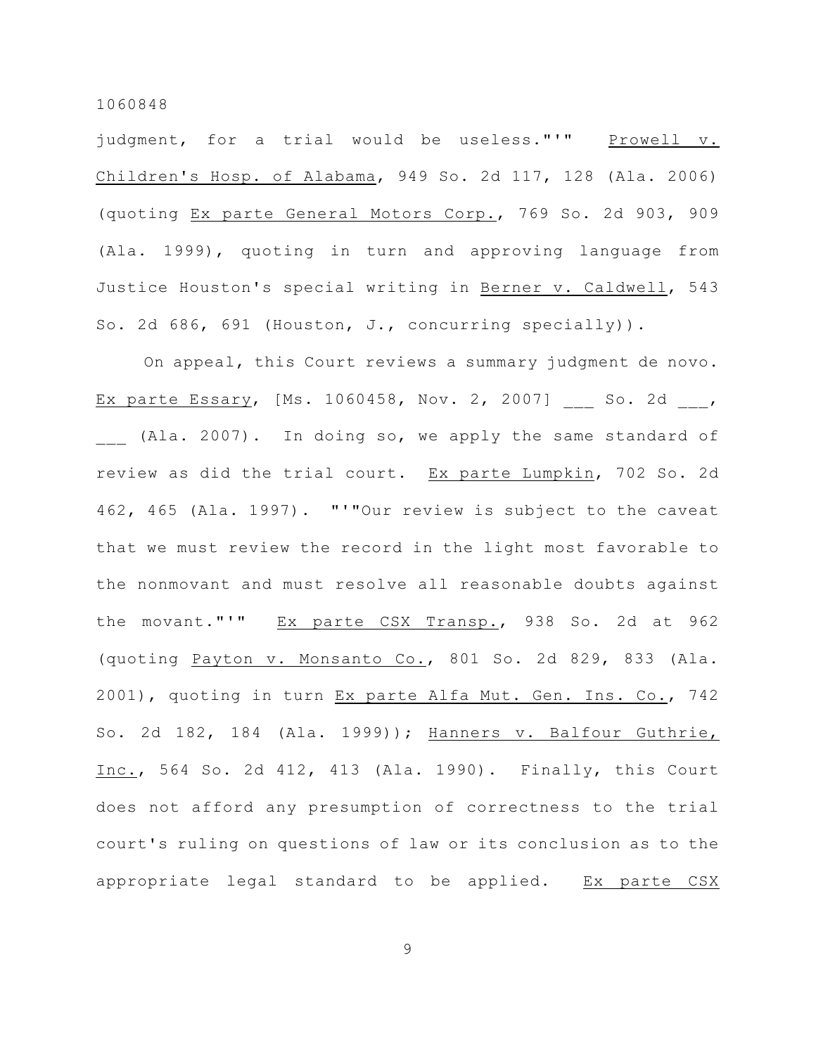judgment, for a trial would be useless."'" Prowell v. Children's Hosp. of Alabama, 949 So. 2d 117, 128 (Ala. 2006) (quoting Ex parte General Motors Corp., 769 So. 2d 903, 909 (Ala. 1999), quoting in turn and approving language from Justice Houston's special writing in Berner v. Caldwell, 543 So. 2d 686, 691 (Houston, J., concurring specially)).

On appeal, this Court reviews a summary judgment de novo. Ex parte Essary, [Ms. 1060458, Nov. 2, 2007] ___ So. 2d ___, ___ (Ala. 2007). In doing so, we apply the same standard of review as did the trial court. Ex parte Lumpkin, 702 So. 2d 462, 465 (Ala. 1997). "'"Our review is subject to the caveat that we must review the record in the light most favorable to the nonmovant and must resolve all reasonable doubts against the movant."'" Ex parte CSX Transp., 938 So. 2d at 962 (quoting Payton v. Monsanto Co., 801 So. 2d 829, 833 (Ala. 2001), quoting in turn Ex parte Alfa Mut. Gen. Ins. Co., 742 So. 2d 182, 184 (Ala. 1999)); Hanners v. Balfour Guthrie, Inc., 564 So. 2d 412, 413 (Ala. 1990). Finally, this Court does not afford any presumption of correctness to the trial court's ruling on questions of law or its conclusion as to the appropriate legal standard to be applied. Ex parte CSX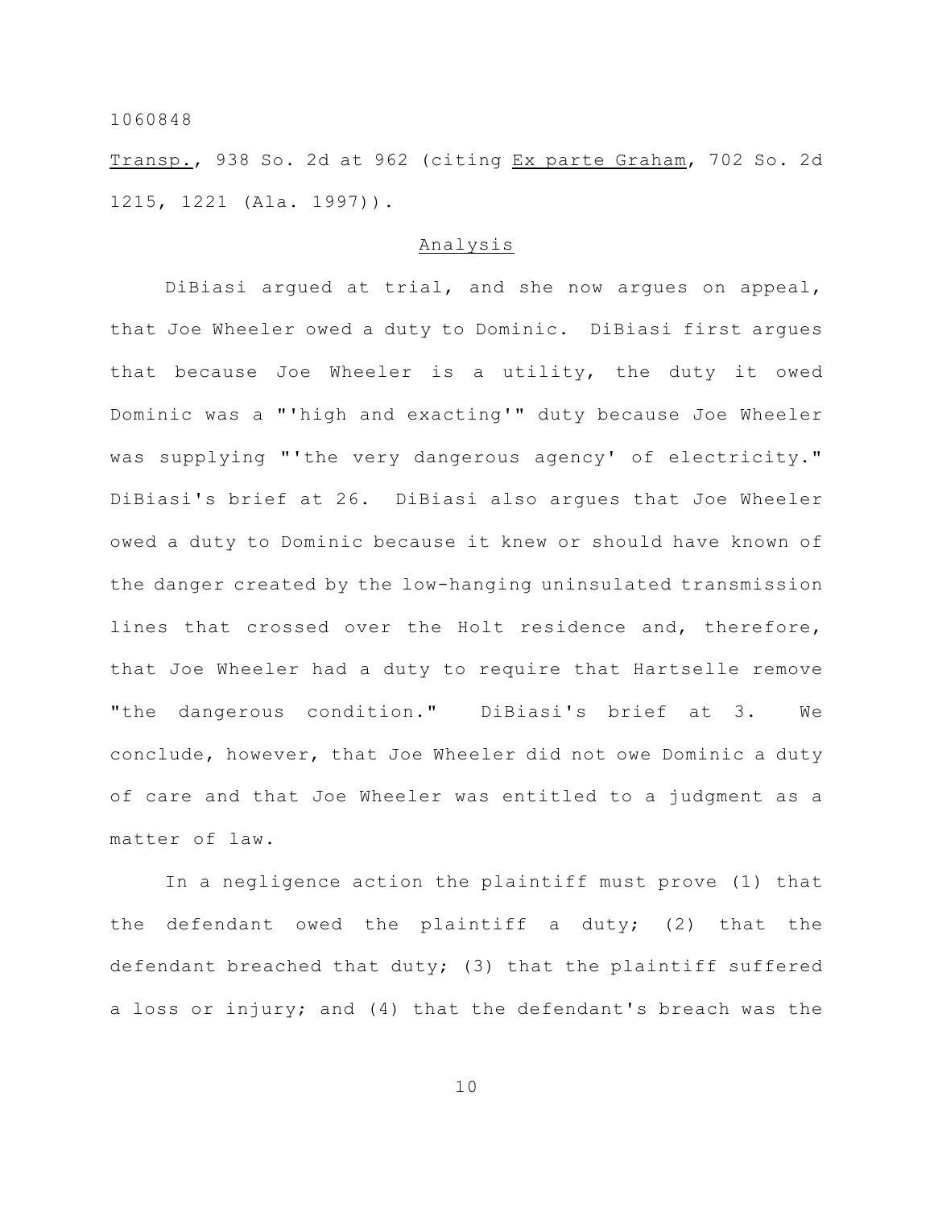_Transp._, 938 So. 2d at 962 (citing _Ex parte Graham_, 702 So. 2d 1215, 1221 (Ala. 1997)).

## Analysis

DiBiasi argued at trial, and she now argues on appeal, that Joe Wheeler owed a duty to Dominic. DiBiasi first argues that because Joe Wheeler is a utility, the duty it owed Dominic was a "'high and exacting'" duty because Joe Wheeler was supplying "'the very dangerous agency' of electricity." DiBiasi's brief at 26. DiBiasi also argues that Joe Wheeler owed a duty to Dominic because it knew or should have known of the danger created by the low-hanging uninsulated transmission lines that crossed over the Holt residence and, therefore, that Joe Wheeler had a duty to require that Hartselle remove "the dangerous condition." DiBiasi's brief at 3. We conclude, however, that Joe Wheeler did not owe Dominic a duty of care and that Joe Wheeler was entitled to a judgment as a matter of law.

In a negligence action the plaintiff must prove (1) that the defendant owed the plaintiff a duty; (2) that the defendant breached that duty; (3) that the plaintiff suffered a loss or injury; and (4) that the defendant's breach was the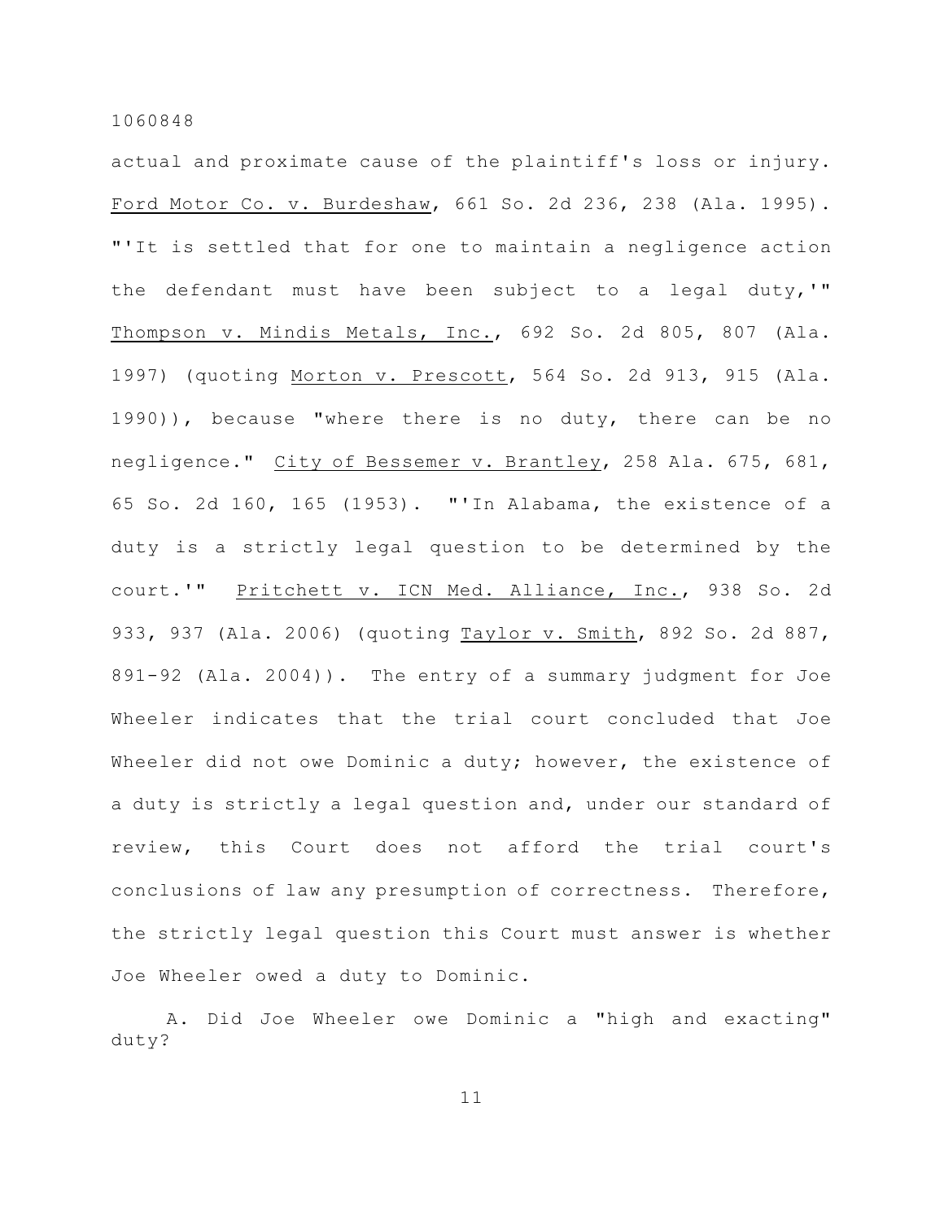actual and proximate cause of the plaintiff's loss or injury. Ford Motor Co. v. Burdeshaw, 661 So. 2d 236, 238 (Ala. 1995). "'It is settled that for one to maintain a negligence action the defendant must have been subject to a legal duty,'" Thompson v. Mindis Metals, Inc., 692 So. 2d 805, 807 (Ala. 1997) (quoting Morton v. Prescott, 564 So. 2d 913, 915 (Ala. 1990)), because "where there is no duty, there can be no negligence." City of Bessemer v. Brantley, 258 Ala. 675, 681, 65 So. 2d 160, 165 (1953). "'In Alabama, the existence of a duty is a strictly legal question to be determined by the court.'" Pritchett v. ICN Med. Alliance, Inc., 938 So. 2d 933, 937 (Ala. 2006) (quoting Taylor v. Smith, 892 So. 2d 887, 891-92 (Ala. 2004)). The entry of a summary judgment for Joe Wheeler indicates that the trial court concluded that Joe Wheeler did not owe Dominic a duty; however, the existence of a duty is strictly a legal question and, under our standard of review, this Court does not afford the trial court's conclusions of law any presumption of correctness. Therefore, the strictly legal question this Court must answer is whether Joe Wheeler owed a duty to Dominic.

A. Did Joe Wheeler owe Dominic a "high and exacting" duty?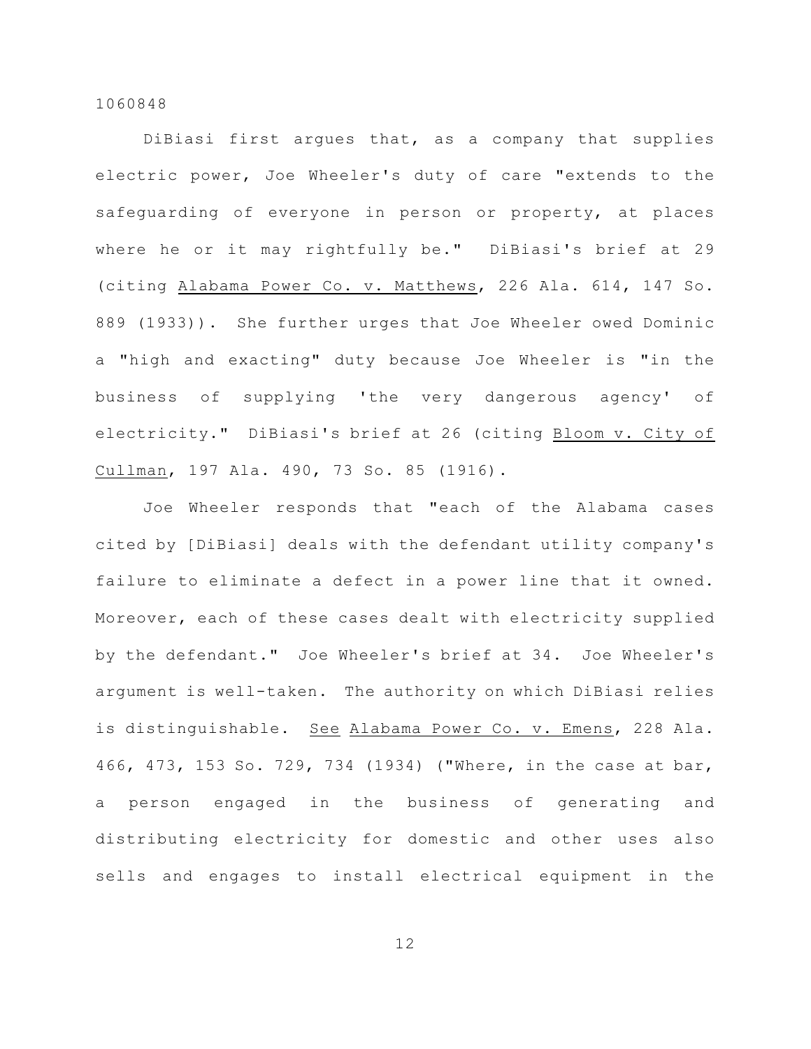DiBiasi first argues that, as a company that supplies electric power, Joe Wheeler's duty of care "extends to the safeguarding of everyone in person or property, at places where he or it may rightfully be." DiBiasi's brief at 29 (citing Alabama Power Co. v. Matthews, 226 Ala. 614, 147 So. 889 (1933)). She further urges that Joe Wheeler owed Dominic a "high and exacting" duty because Joe Wheeler is "in the business of supplying 'the very dangerous agency' of electricity." DiBiasi's brief at 26 (citing Bloom v. City of Cullman, 197 Ala. 490, 73 So. 85 (1916).

Joe Wheeler responds that "each of the Alabama cases cited by [DiBiasi] deals with the defendant utility company's failure to eliminate a defect in a power line that it owned. Moreover, each of these cases dealt with electricity supplied by the defendant." Joe Wheeler's brief at 34. Joe Wheeler's argument is well-taken. The authority on which DiBiasi relies is distinguishable. See Alabama Power Co. v. Emens, 228 Ala. 466, 473, 153 So. 729, 734 (1934) ("Where, in the case at bar, a person engaged in the business of generating and distributing electricity for domestic and other uses also sells and engages to install electrical equipment in the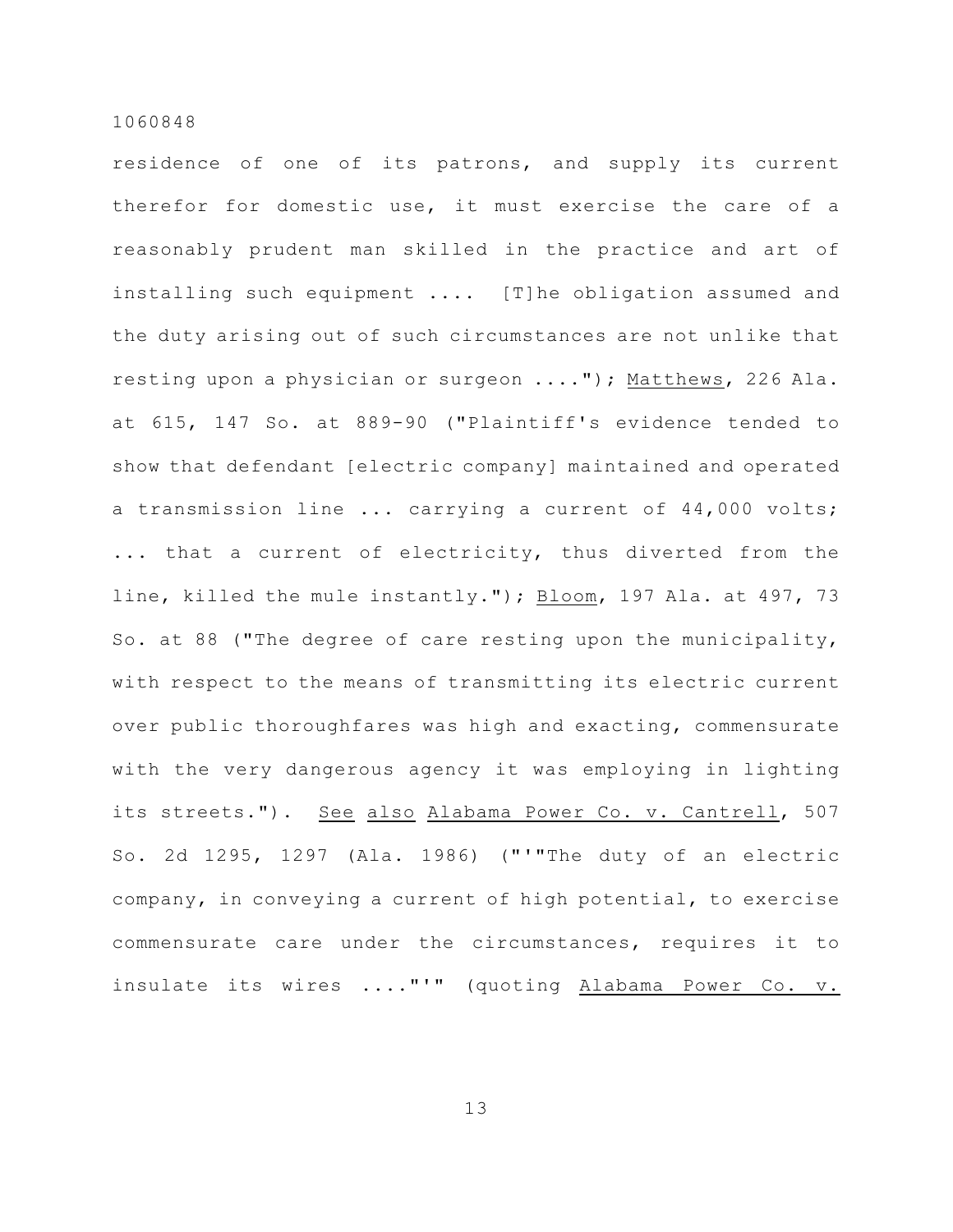residence of one of its patrons, and supply its current therefor for domestic use, it must exercise the care of a reasonably prudent man skilled in the practice and art of installing such equipment .... [T]he obligation assumed and the duty arising out of such circumstances are not unlike that resting upon a physician or surgeon ...."); Matthews, 226 Ala. at 615, 147 So. at 889-90 ("Plaintiff's evidence tended to show that defendant [electric company] maintained and operated a transmission line ... carrying a current of 44,000 volts; ... that a current of electricity, thus diverted from the line, killed the mule instantly."); Bloom, 197 Ala. at 497, 73 So. at 88 ("The degree of care resting upon the municipality, with respect to the means of transmitting its electric current over public thoroughfares was high and exacting, commensurate with the very dangerous agency it was employing in lighting its streets."). See also Alabama Power Co. v. Cantrell, 507 So. 2d 1295, 1297 (Ala. 1986) ("'"The duty of an electric company, in conveying a current of high potential, to exercise commensurate care under the circumstances, requires it to insulate its wires ...."'" (quoting Alabama Power Co. v.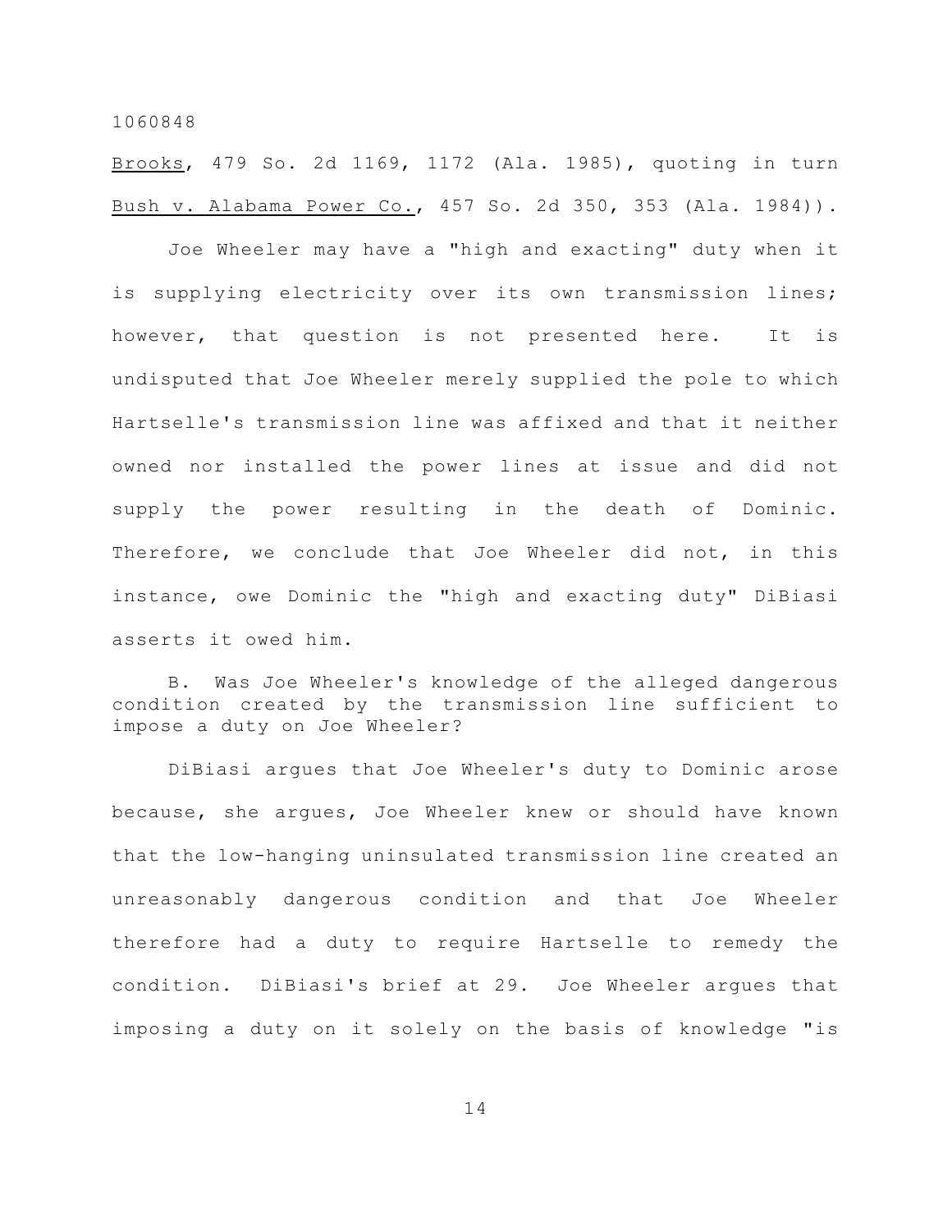Brooks, 479 So. 2d 1169, 1172 (Ala. 1985), quoting in turn Bush v. Alabama Power Co., 457 So. 2d 350, 353 (Ala. 1984)).

Joe Wheeler may have a "high and exacting" duty when it is supplying electricity over its own transmission lines; however, that question is not presented here. It is undisputed that Joe Wheeler merely supplied the pole to which Hartselle's transmission line was affixed and that it neither owned nor installed the power lines at issue and did not supply the power resulting in the death of Dominic. Therefore, we conclude that Joe Wheeler did not, in this instance, owe Dominic the "high and exacting duty" DiBiasi asserts it owed him.

B. Was Joe Wheeler's knowledge of the alleged dangerous condition created by the transmission line sufficient to impose a duty on Joe Wheeler?

DiBiasi argues that Joe Wheeler's duty to Dominic arose because, she argues, Joe Wheeler knew or should have known that the low-hanging uninsulated transmission line created an unreasonably dangerous condition and that Joe Wheeler therefore had a duty to require Hartselle to remedy the condition. DiBiasi's brief at 29. Joe Wheeler argues that imposing a duty on it solely on the basis of knowledge "is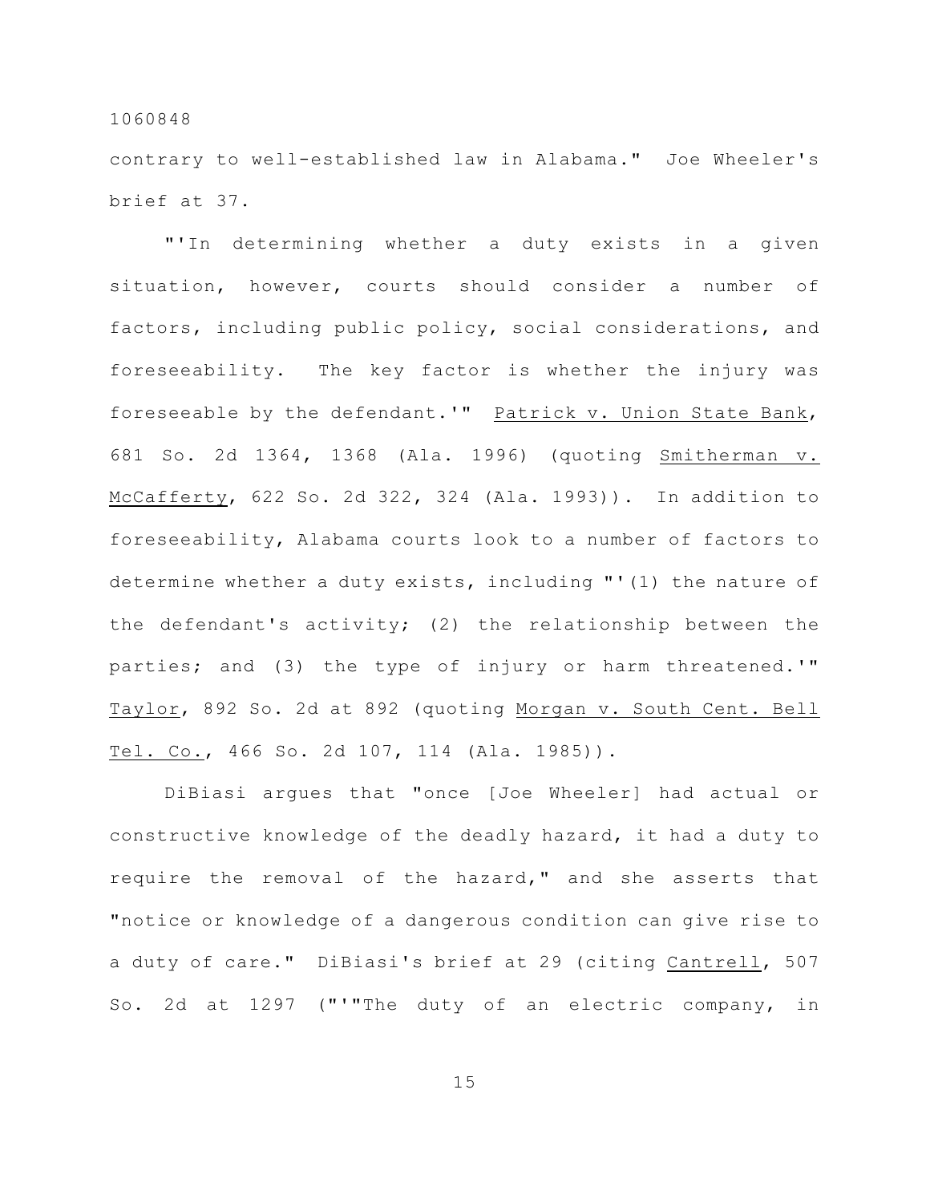contrary to well-established law in Alabama." Joe Wheeler's brief at 37.

"'In determining whether a duty exists in a given situation, however, courts should consider a number of factors, including public policy, social considerations, and foreseeability. The key factor is whether the injury was foreseeable by the defendant.'" Patrick v. Union State Bank, 681 So. 2d 1364, 1368 (Ala. 1996) (quoting Smitherman v. McCafferty, 622 So. 2d 322, 324 (Ala. 1993)). In addition to foreseeability, Alabama courts look to a number of factors to determine whether a duty exists, including "'(1) the nature of the defendant's activity; (2) the relationship between the parties; and (3) the type of injury or harm threatened.'" Taylor, 892 So. 2d at 892 (quoting Morgan v. South Cent. Bell Tel. Co., 466 So. 2d 107, 114 (Ala. 1985)).

DiBiasi argues that "once [Joe Wheeler] had actual or constructive knowledge of the deadly hazard, it had a duty to require the removal of the hazard," and she asserts that "notice or knowledge of a dangerous condition can give rise to a duty of care." DiBiasi's brief at 29 (citing Cantrell, 507 So. 2d at 1297 ("'"The duty of an electric company, in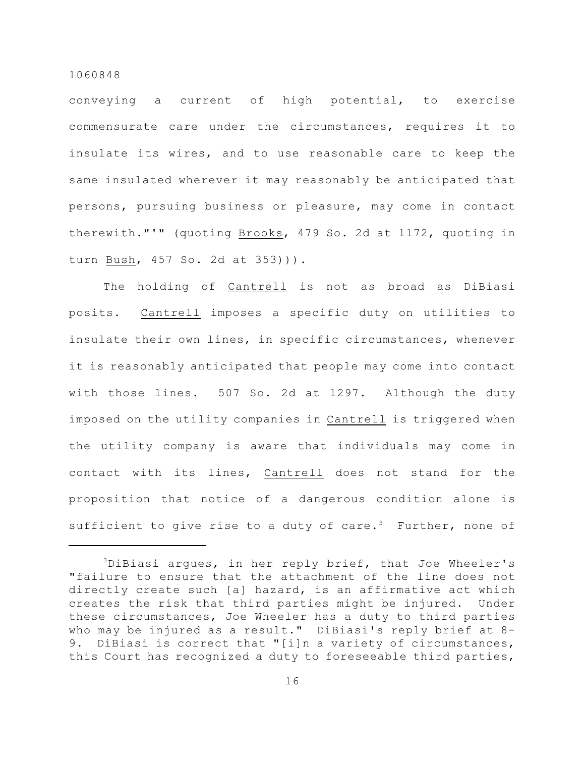conveying a current of high potential, to exercise commensurate care under the circumstances, requires it to insulate its wires, and to use reasonable care to keep the same insulated wherever it may reasonably be anticipated that persons, pursuing business or pleasure, may come in contact therewith."'" (quoting Brooks, 479 So. 2d at 1172, quoting in turn Bush, 457 So. 2d at 353))).

The holding of Cantrell is not as broad as DiBiasi posits. Cantrell imposes a specific duty on utilities to insulate their own lines, in specific circumstances, whenever it is reasonably anticipated that people may come into contact with those lines. 507 So. 2d at 1297. Although the duty imposed on the utility companies in Cantrell is triggered when the utility company is aware that individuals may come in contact with its lines, Cantrell does not stand for the proposition that notice of a dangerous condition alone is sufficient to give rise to a duty of care.[3] Further, none of

---

[3]DiBiasi argues, in her reply brief, that Joe Wheeler's "failure to ensure that the attachment of the line does not directly create such [a] hazard, is an affirmative act which creates the risk that third parties might be injured. Under these circumstances, Joe Wheeler has a duty to third parties who may be injured as a result." DiBiasi's reply brief at 8-9. DiBiasi is correct that "[i]n a variety of circumstances, this Court has recognized a duty to foreseeable third parties,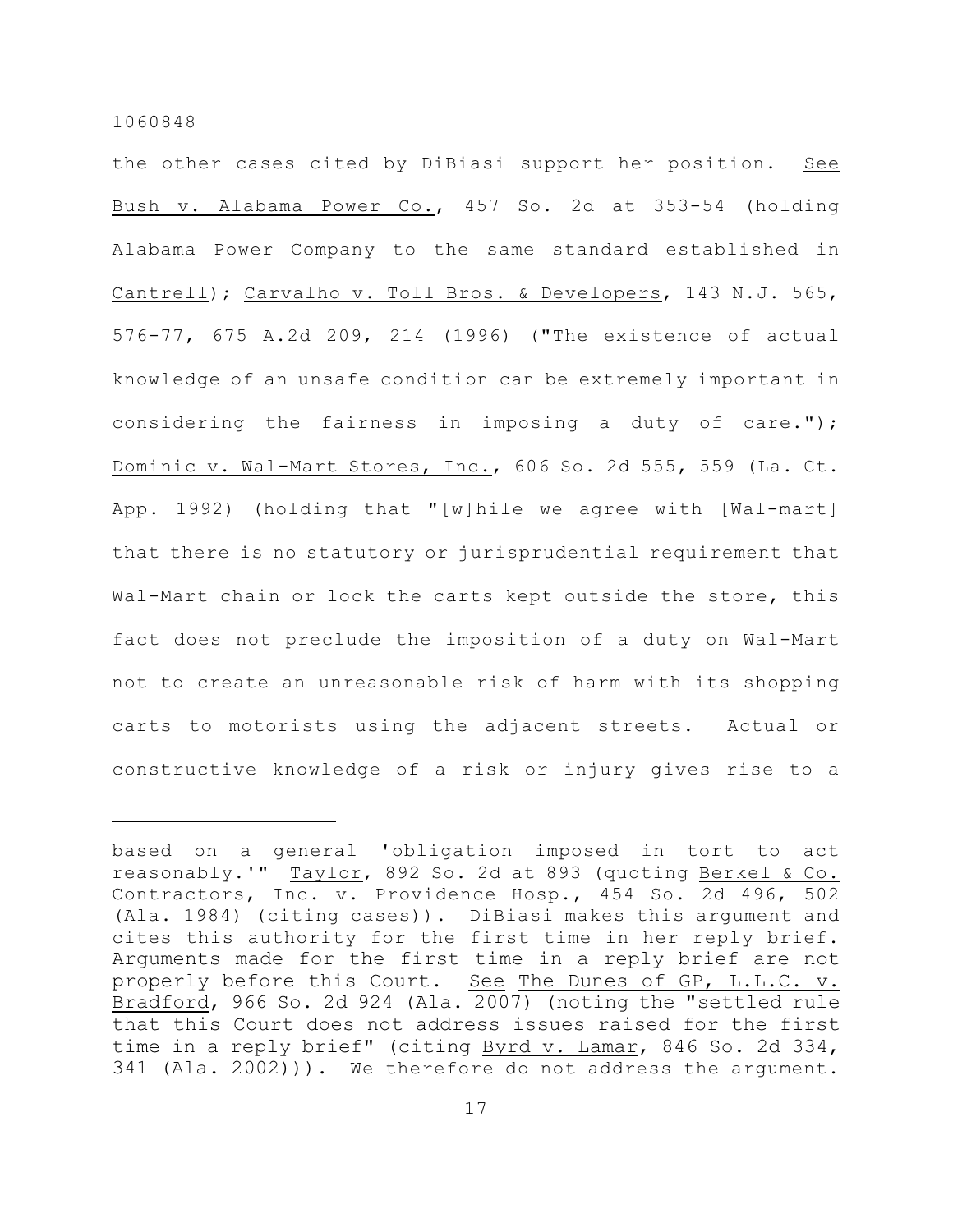the other cases cited by DiBiasi support her position. See Bush v. Alabama Power Co., 457 So. 2d at 353-54 (holding Alabama Power Company to the same standard established in Cantrell); Carvalho v. Toll Bros. & Developers, 143 N.J. 565, 576-77, 675 A.2d 209, 214 (1996) ("The existence of actual knowledge of an unsafe condition can be extremely important in considering the fairness in imposing a duty of care."); Dominic v. Wal-Mart Stores, Inc., 606 So. 2d 555, 559 (La. Ct. App. 1992) (holding that "[w]hile we agree with [Wal-mart] that there is no statutory or jurisprudential requirement that Wal-Mart chain or lock the carts kept outside the store, this fact does not preclude the imposition of a duty on Wal-Mart not to create an unreasonable risk of harm with its shopping carts to motorists using the adjacent streets. Actual or constructive knowledge of a risk or injury gives rise to a

---

based on a general 'obligation imposed in tort to act reasonably.'" Taylor, 892 So. 2d at 893 (quoting Berkel & Co. Contractors, Inc. v. Providence Hosp., 454 So. 2d 496, 502 (Ala. 1984) (citing cases)). DiBiasi makes this argument and cites this authority for the first time in her reply brief. Arguments made for the first time in a reply brief are not properly before this Court. See The Dunes of GP, L.L.C. v. Bradford, 966 So. 2d 924 (Ala. 2007) (noting the "settled rule that this Court does not address issues raised for the first time in a reply brief" (citing Byrd v. Lamar, 846 So. 2d 334, 341 (Ala. 2002))). We therefore do not address the argument.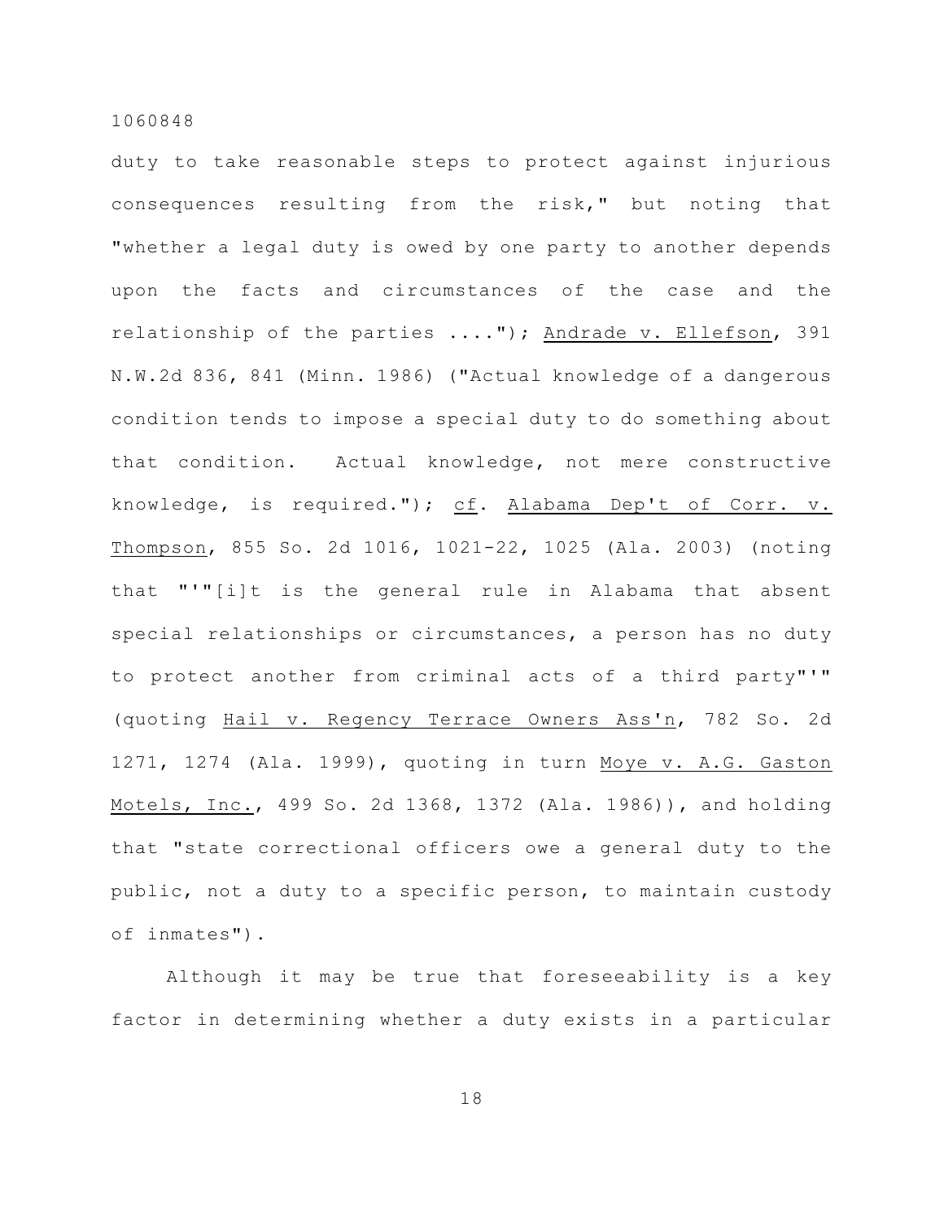duty to take reasonable steps to protect against injurious consequences resulting from the risk," but noting that "whether a legal duty is owed by one party to another depends upon the facts and circumstances of the case and the relationship of the parties ...."); Andrade v. Ellefson, 391 N.W.2d 836, 841 (Minn. 1986) ("Actual knowledge of a dangerous condition tends to impose a special duty to do something about that condition. Actual knowledge, not mere constructive knowledge, is required."); cf. Alabama Dep't of Corr. v. Thompson, 855 So. 2d 1016, 1021-22, 1025 (Ala. 2003) (noting that "'"[i]t is the general rule in Alabama that absent special relationships or circumstances, a person has no duty to protect another from criminal acts of a third party"'" (quoting Hail v. Regency Terrace Owners Ass'n, 782 So. 2d 1271, 1274 (Ala. 1999), quoting in turn Moye v. A.G. Gaston Motels, Inc., 499 So. 2d 1368, 1372 (Ala. 1986)), and holding that "state correctional officers owe a general duty to the public, not a duty to a specific person, to maintain custody of inmates").

Although it may be true that foreseeability is a key factor in determining whether a duty exists in a particular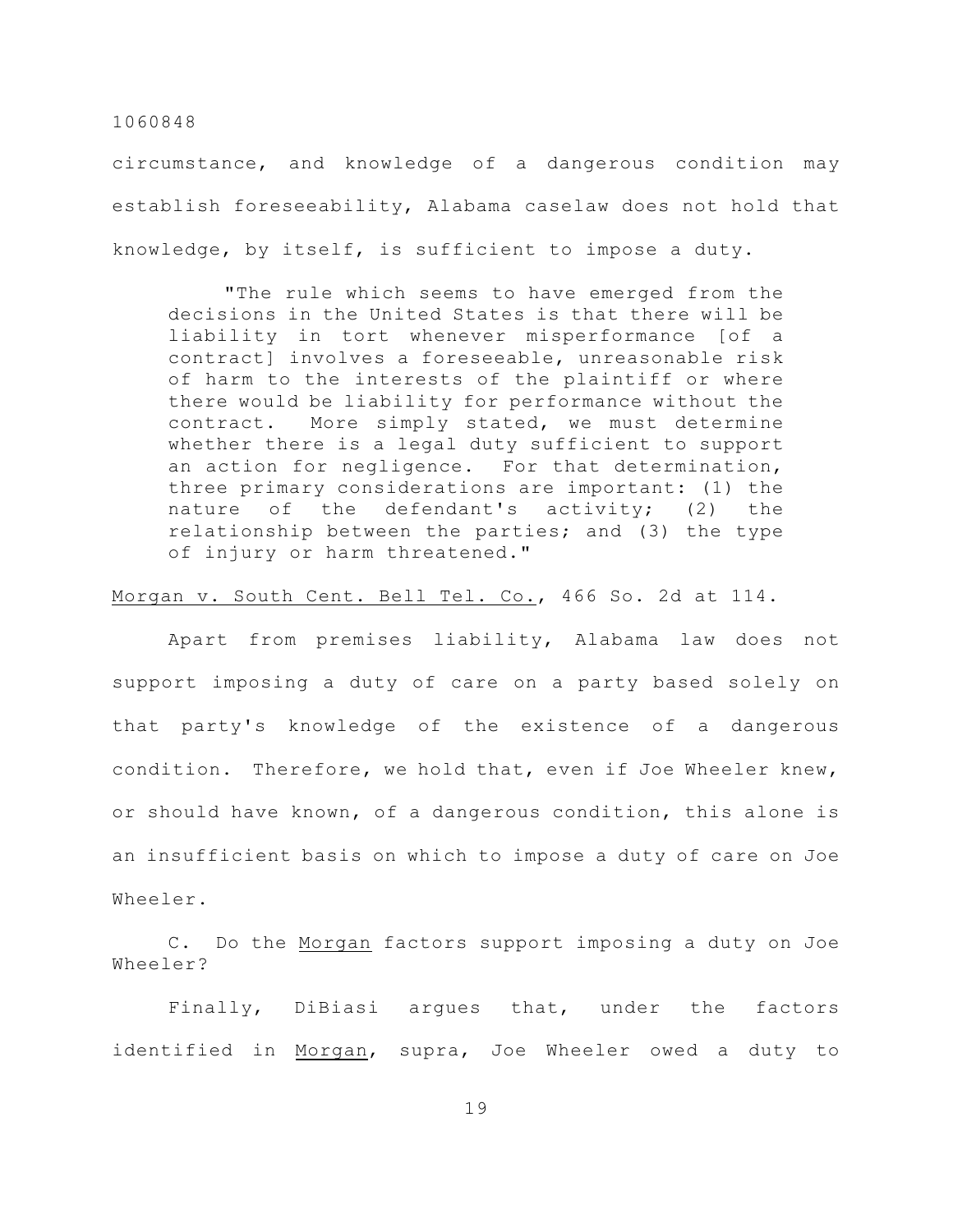circumstance, and knowledge of a dangerous condition may establish foreseeability, Alabama caselaw does not hold that knowledge, by itself, is sufficient to impose a duty.

> "The rule which seems to have emerged from the decisions in the United States is that there will be liability in tort whenever misperformance [of a contract] involves a foreseeable, unreasonable risk of harm to the interests of the plaintiff or where there would be liability for performance without the contract. More simply stated, we must determine whether there is a legal duty sufficient to support an action for negligence. For that determination, three primary considerations are important: (1) the nature of the defendant's activity; (2) the relationship between the parties; and (3) the type of injury or harm threatened."

Morgan v. South Cent. Bell Tel. Co., 466 So. 2d at 114.

Apart from premises liability, Alabama law does not support imposing a duty of care on a party based solely on that party's knowledge of the existence of a dangerous condition. Therefore, we hold that, even if Joe Wheeler knew, or should have known, of a dangerous condition, this alone is an insufficient basis on which to impose a duty of care on Joe Wheeler.

C. Do the Morgan factors support imposing a duty on Joe Wheeler?

Finally, DiBiasi argues that, under the factors identified in Morgan, supra, Joe Wheeler owed a duty to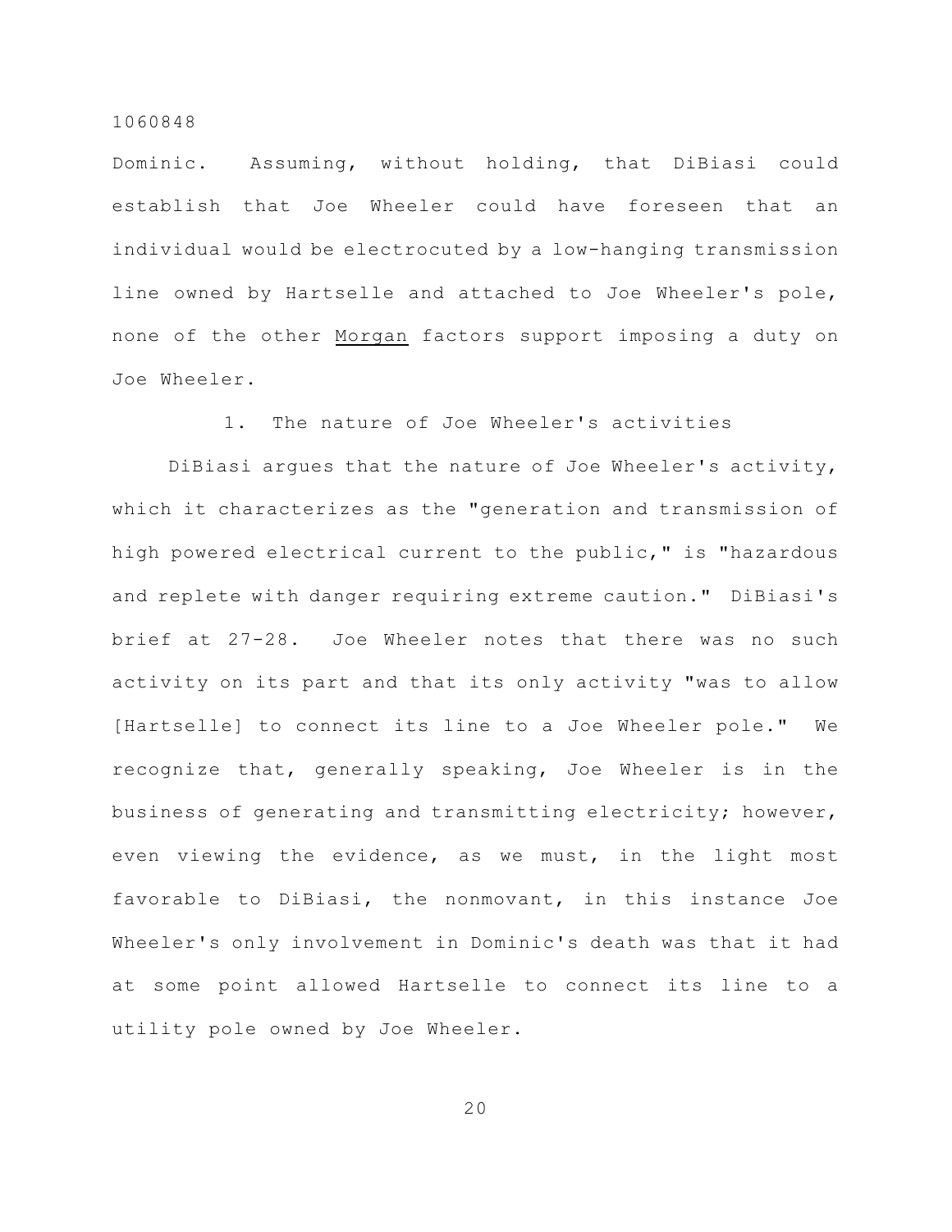Dominic. Assuming, without holding, that DiBiasi could establish that Joe Wheeler could have foreseen that an individual would be electrocuted by a low-hanging transmission line owned by Hartselle and attached to Joe Wheeler's pole, none of the other Morgan factors support imposing a duty on Joe Wheeler.

1. The nature of Joe Wheeler's activities

DiBiasi argues that the nature of Joe Wheeler's activity, which it characterizes as the "generation and transmission of high powered electrical current to the public," is "hazardous and replete with danger requiring extreme caution." DiBiasi's brief at 27-28. Joe Wheeler notes that there was no such activity on its part and that its only activity "was to allow [Hartselle] to connect its line to a Joe Wheeler pole." We recognize that, generally speaking, Joe Wheeler is in the business of generating and transmitting electricity; however, even viewing the evidence, as we must, in the light most favorable to DiBiasi, the nonmovant, in this instance Joe Wheeler's only involvement in Dominic's death was that it had at some point allowed Hartselle to connect its line to a utility pole owned by Joe Wheeler.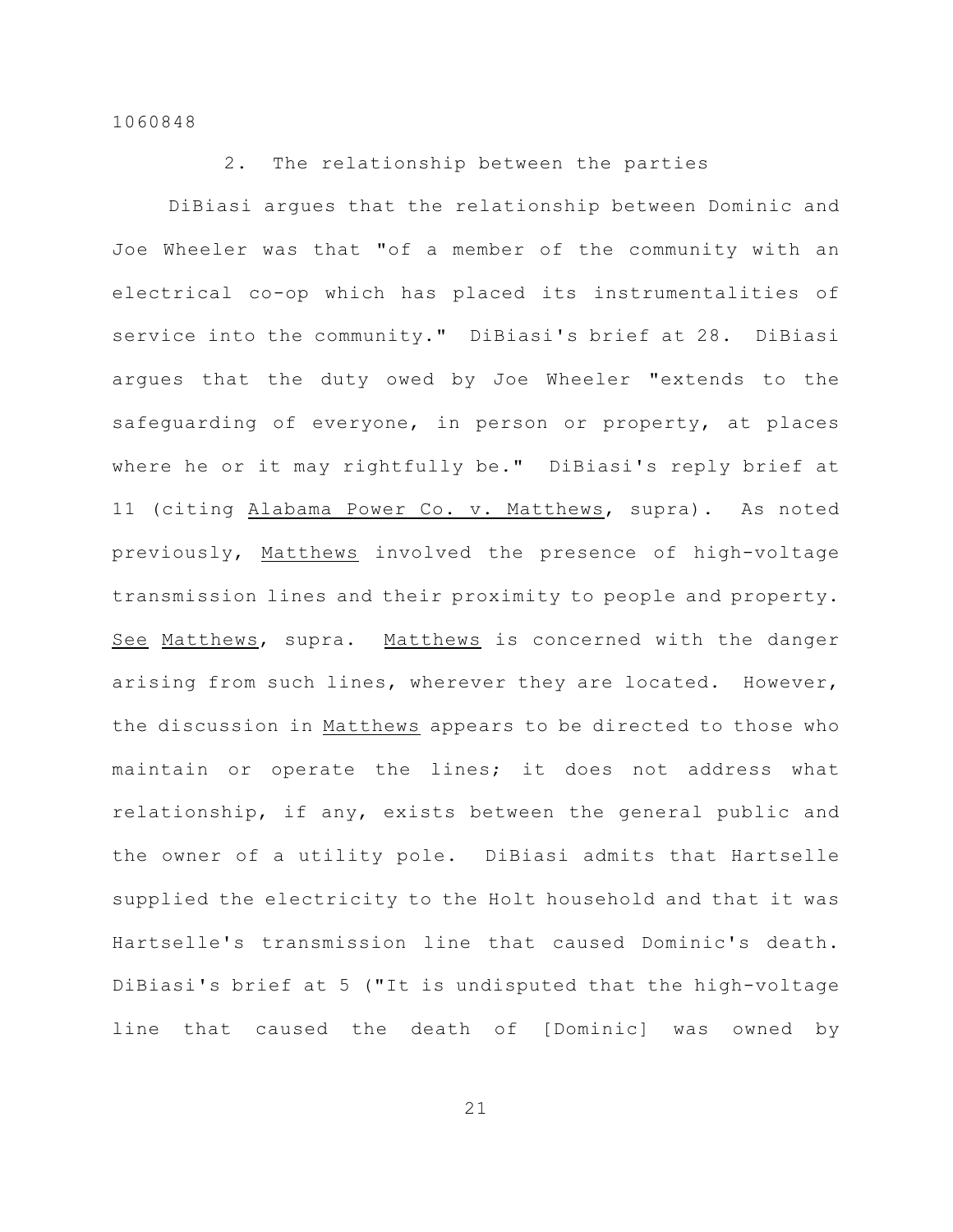### 2. The relationship between the parties

DiBiasi argues that the relationship between Dominic and Joe Wheeler was that "of a member of the community with an electrical co-op which has placed its instrumentalities of service into the community." DiBiasi's brief at 28. DiBiasi argues that the duty owed by Joe Wheeler "extends to the safeguarding of everyone, in person or property, at places where he or it may rightfully be." DiBiasi's reply brief at 11 (citing Alabama Power Co. v. Matthews, supra). As noted previously, Matthews involved the presence of high-voltage transmission lines and their proximity to people and property. See Matthews, supra. Matthews is concerned with the danger arising from such lines, wherever they are located. However, the discussion in Matthews appears to be directed to those who maintain or operate the lines; it does not address what relationship, if any, exists between the general public and the owner of a utility pole. DiBiasi admits that Hartselle supplied the electricity to the Holt household and that it was Hartselle's transmission line that caused Dominic's death. DiBiasi's brief at 5 ("It is undisputed that the high-voltage line that caused the death of [Dominic] was owned by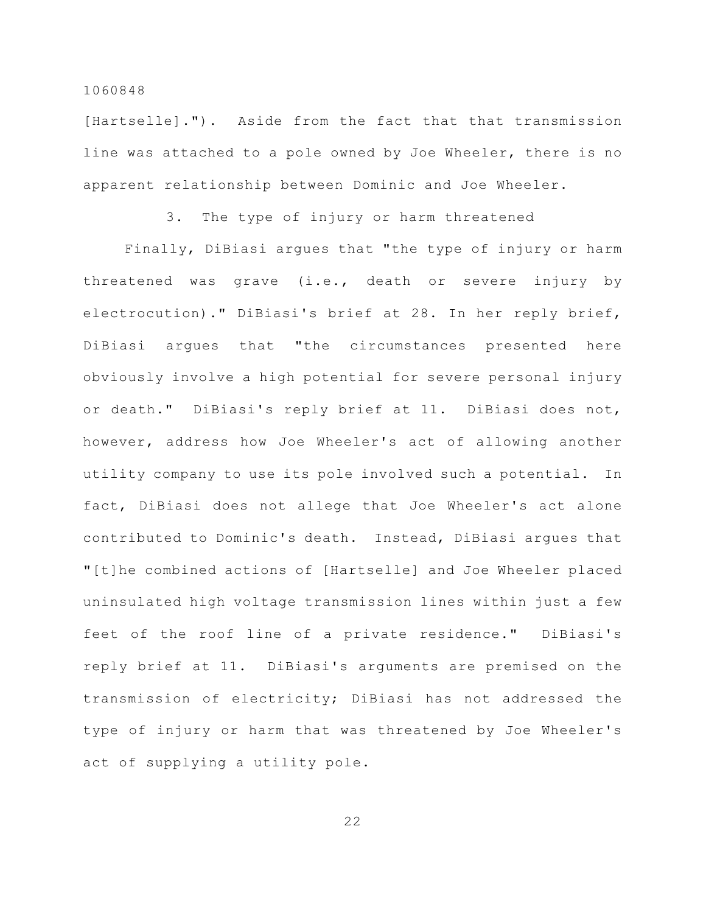[Hartselle]."). Aside from the fact that that transmission line was attached to a pole owned by Joe Wheeler, there is no apparent relationship between Dominic and Joe Wheeler.

### 3. The type of injury or harm threatened

Finally, DiBiasi argues that "the type of injury or harm threatened was grave (i.e., death or severe injury by electrocution)." DiBiasi's brief at 28. In her reply brief, DiBiasi argues that "the circumstances presented here obviously involve a high potential for severe personal injury or death." DiBiasi's reply brief at 11. DiBiasi does not, however, address how Joe Wheeler's act of allowing another utility company to use its pole involved such a potential. In fact, DiBiasi does not allege that Joe Wheeler's act alone contributed to Dominic's death. Instead, DiBiasi argues that "[t]he combined actions of [Hartselle] and Joe Wheeler placed uninsulated high voltage transmission lines within just a few feet of the roof line of a private residence." DiBiasi's reply brief at 11. DiBiasi's arguments are premised on the transmission of electricity; DiBiasi has not addressed the type of injury or harm that was threatened by Joe Wheeler's act of supplying a utility pole.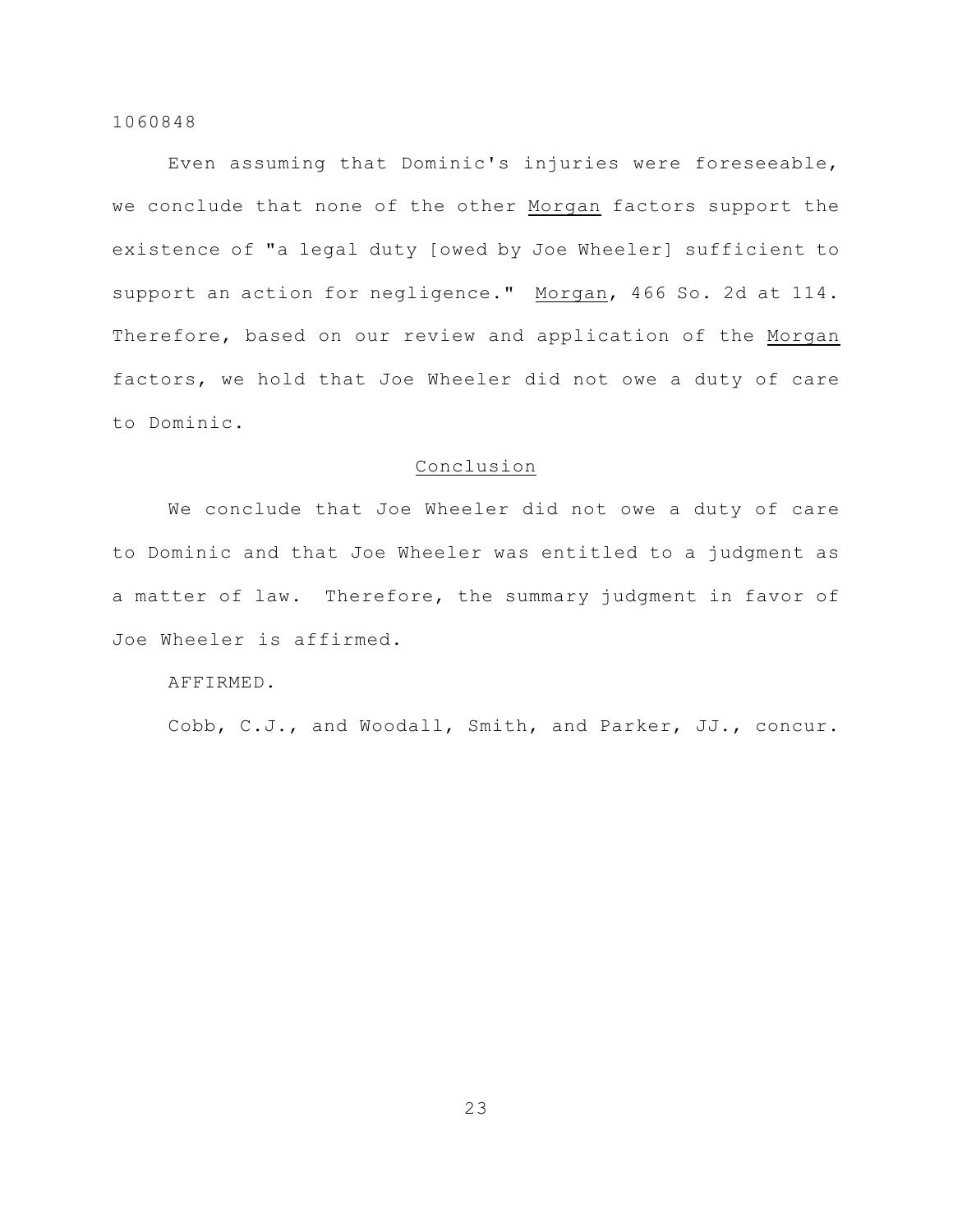Even assuming that Dominic's injuries were foreseeable, we conclude that none of the other Morgan factors support the existence of "a legal duty [owed by Joe Wheeler] sufficient to support an action for negligence." Morgan, 466 So. 2d at 114. Therefore, based on our review and application of the Morgan factors, we hold that Joe Wheeler did not owe a duty of care to Dominic.

## Conclusion

We conclude that Joe Wheeler did not owe a duty of care to Dominic and that Joe Wheeler was entitled to a judgment as a matter of law. Therefore, the summary judgment in favor of Joe Wheeler is affirmed.

AFFIRMED.

Cobb, C.J., and Woodall, Smith, and Parker, JJ., concur.